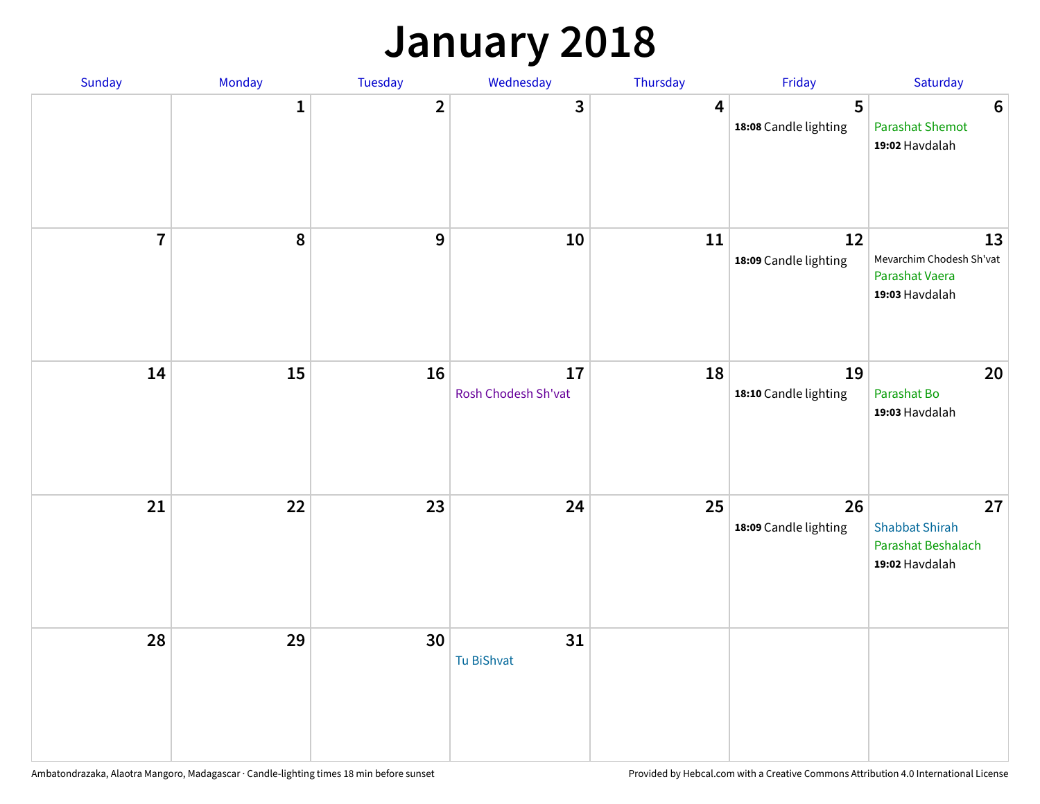# January 2018

| Sunday | Monday | Tuesday | Wednesday | Thursday | Friday | Saturday |
| --- | --- | --- | --- | --- | --- | --- |
| | 1 | 2 | 3 | 4 | 5<br>**18:08** Candle lighting | 6<br>Parashat Shemot<br>**19:02** Havdalah |
| 7 | 8 | 9 | 10 | 11 | 12<br>**18:09** Candle lighting | 13<br>Mevarchim Chodesh Sh'vat<br>Parashat Vaera<br>**19:03** Havdalah |
| 14 | 15 | 16 | 17<br>Rosh Chodesh Sh'vat | 18 | 19<br>**18:10** Candle lighting | 20<br>Parashat Bo<br>**19:03** Havdalah |
| 21 | 22 | 23 | 24 | 25 | 26<br>**18:09** Candle lighting | 27<br>Shabbat Shirah<br>Parashat Beshalach<br>**19:02** Havdalah |
| 28 | 29 | 30 | 31<br>Tu BiShvat | | | |

Ambatondrazaka, Alaotra Mangoro, Madagascar · Candle-lighting times 18 min before sunset

Provided by Hebcal.com with a Creative Commons Attribution 4.0 International License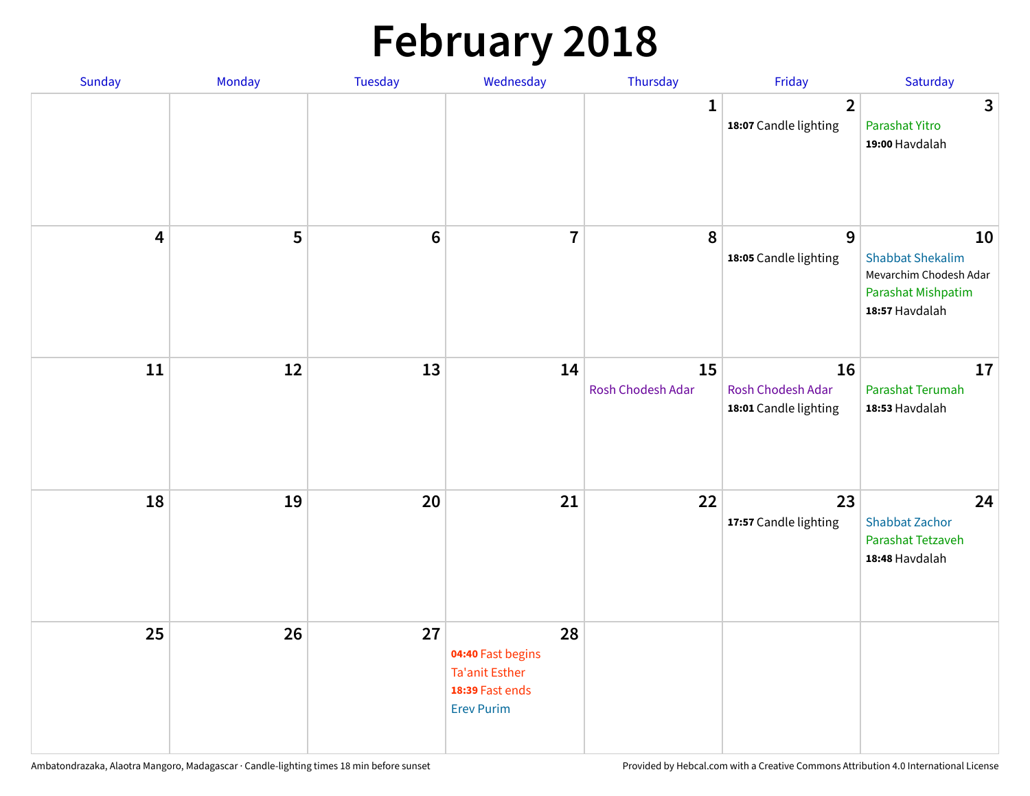# February 2018

| Sunday | Monday | Tuesday | Wednesday | Thursday | Friday | Saturday |
|---|---|---|---|---|---|---|
| | | | | 1 | 2<br>**18:07** Candle lighting | 3<br>Parashat Yitro<br>**19:00** Havdalah |
| 4 | 5 | 6 | 7 | 8 | 9<br>**18:05** Candle lighting | 10<br>Shabbat Shekalim<br>Mevarchim Chodesh Adar<br>Parashat Mishpatim<br>**18:57** Havdalah |
| 11 | 12 | 13 | 14 | 15<br>Rosh Chodesh Adar | 16<br>Rosh Chodesh Adar<br>**18:01** Candle lighting | 17<br>Parashat Terumah<br>**18:53** Havdalah |
| 18 | 19 | 20 | 21 | 22 | 23<br>**17:57** Candle lighting | 24<br>Shabbat Zachor<br>Parashat Tetzaveh<br>**18:48** Havdalah |
| 25 | 26 | 27 | 28<br>**04:40** Fast begins<br>Ta'anit Esther<br>**18:39** Fast ends<br>Erev Purim | | | |

Ambatondrazaka, Alaotra Mangoro, Madagascar · Candle-lighting times 18 min before sunset

Provided by Hebcal.com with a Creative Commons Attribution 4.0 International License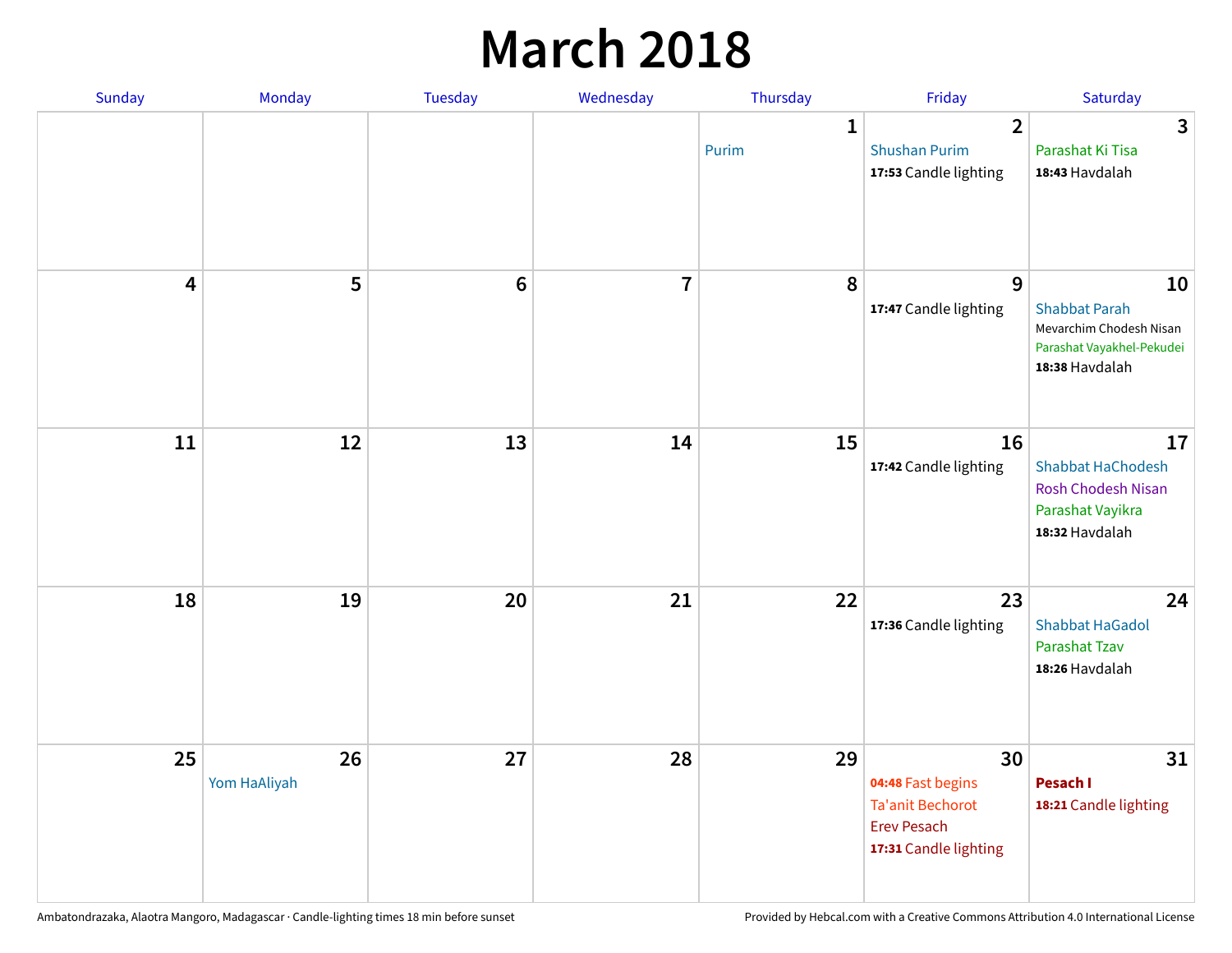# March 2018

| Sunday | Monday | Tuesday | Wednesday | Thursday | Friday | Saturday |
| --- | --- | --- | --- | --- | --- | --- |
| | | | | 1<br>Purim | 2<br>Shushan Purim<br>**17:53** Candle lighting | 3<br>Parashat Ki Tisa<br>**18:43** Havdalah |
| 4 | 5 | 6 | 7 | 8 | 9<br>**17:47** Candle lighting | 10<br>Shabbat Parah<br>Mevarchim Chodesh Nisan<br>Parashat Vayakhel-Pekudei<br>**18:38** Havdalah |
| 11 | 12 | 13 | 14 | 15 | 16<br>**17:42** Candle lighting | 17<br>Shabbat HaChodesh<br>Rosh Chodesh Nisan<br>Parashat Vayikra<br>**18:32** Havdalah |
| 18 | 19 | 20 | 21 | 22 | 23<br>**17:36** Candle lighting | 24<br>Shabbat HaGadol<br>Parashat Tzav<br>**18:26** Havdalah |
| 25 | 26<br>Yom HaAliyah | 27 | 28 | 29 | 30<br>**04:48** Fast begins<br>Ta'anit Bechorot<br>Erev Pesach<br>**17:31** Candle lighting | 31<br>**Pesach I**<br>**18:21** Candle lighting |

Ambatondrazaka, Alaotra Mangoro, Madagascar · Candle-lighting times 18 min before sunset

Provided by Hebcal.com with a Creative Commons Attribution 4.0 International License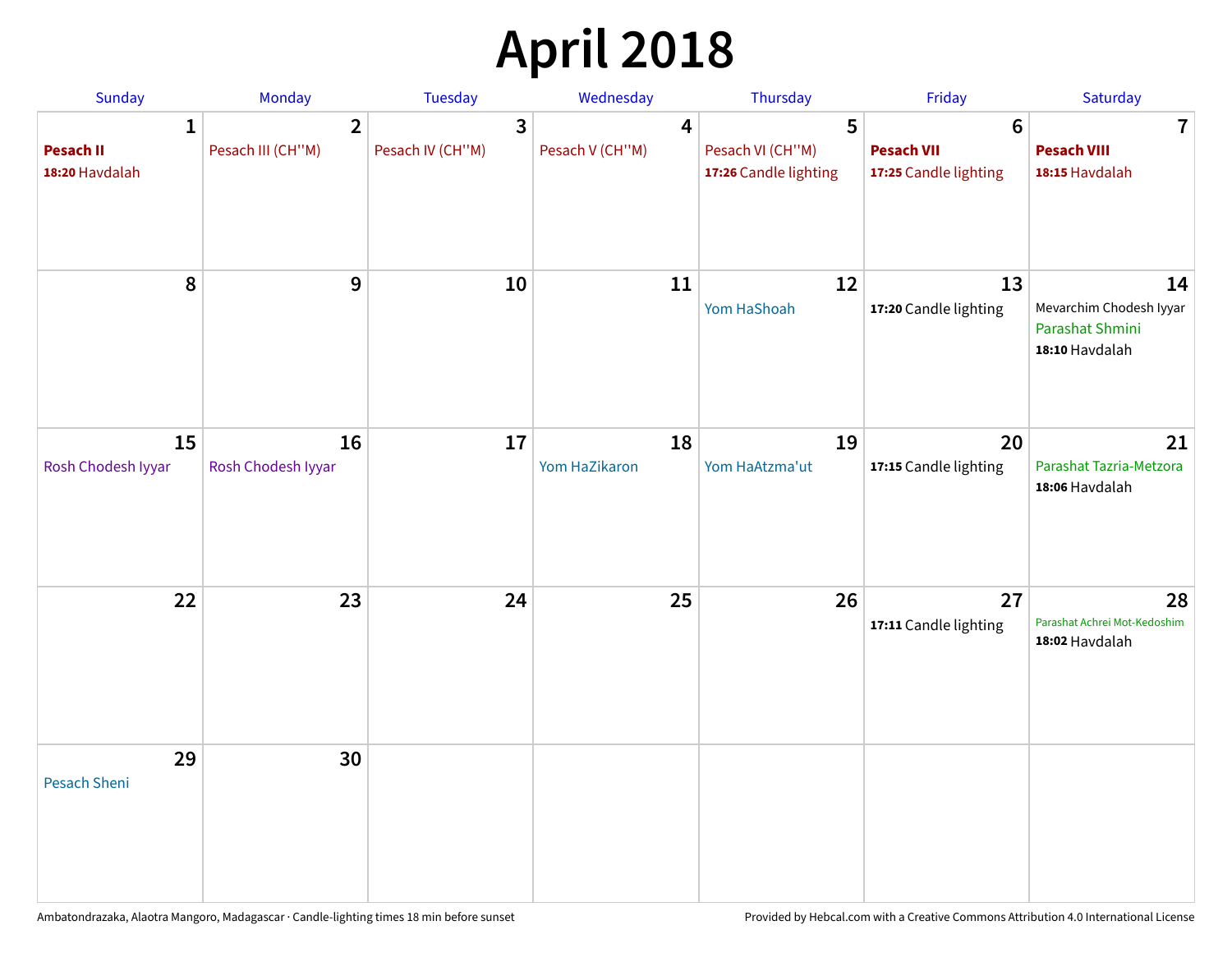# April 2018

| Sunday | Monday | Tuesday | Wednesday | Thursday | Friday | Saturday |
|---|---|---|---|---|---|---|
| **1**<br>**Pesach II**<br>**18:20** Havdalah | **2**<br>Pesach III (CH''M) | **3**<br>Pesach IV (CH''M) | **4**<br>Pesach V (CH''M) | **5**<br>Pesach VI (CH''M)<br>**17:26** Candle lighting | **6**<br>**Pesach VII**<br>**17:25** Candle lighting | **7**<br>**Pesach VIII**<br>**18:15** Havdalah |
| **8** | **9** | **10** | **11** | **12**<br>Yom HaShoah | **13**<br>**17:20** Candle lighting | **14**<br>Mevarchim Chodesh Iyyar<br>Parashat Shmini<br>**18:10** Havdalah |
| **15**<br>Rosh Chodesh Iyyar | **16**<br>Rosh Chodesh Iyyar | **17** | **18**<br>Yom HaZikaron | **19**<br>Yom HaAtzma'ut | **20**<br>**17:15** Candle lighting | **21**<br>Parashat Tazria-Metzora<br>**18:06** Havdalah |
| **22** | **23** | **24** | **25** | **26** | **27**<br>**17:11** Candle lighting | **28**<br>Parashat Achrei Mot-Kedoshim<br>**18:02** Havdalah |
| **29**<br>Pesach Sheni | **30** | | | | | |

Ambatondrazaka, Alaotra Mangoro, Madagascar · Candle-lighting times 18 min before sunset

Provided by Hebcal.com with a Creative Commons Attribution 4.0 International License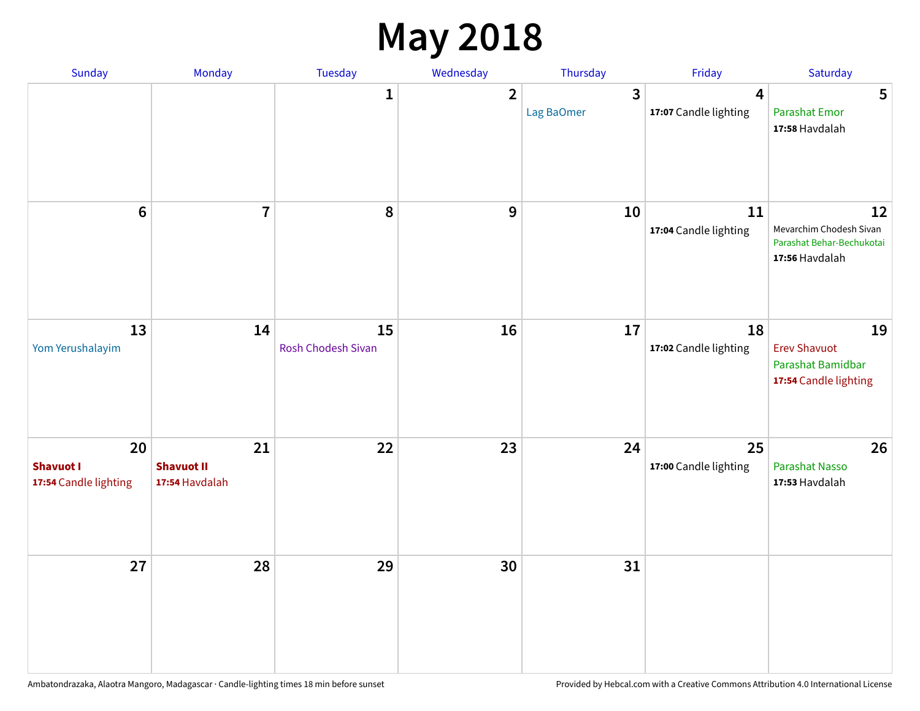# May 2018

| Sunday | Monday | Tuesday | Wednesday | Thursday | Friday | Saturday |
|---|---|---|---|---|---|---|
| | | 1 | 2 | 3<br>Lag BaOmer | 4<br>**17:07** Candle lighting | 5<br>Parashat Emor<br>**17:58** Havdalah |
| 6 | 7 | 8 | 9 | 10 | 11<br>**17:04** Candle lighting | 12<br>Mevarchim Chodesh Sivan<br>Parashat Behar-Bechukotai<br>**17:56** Havdalah |
| 13<br>Yom Yerushalayim | 14 | 15<br>Rosh Chodesh Sivan | 16 | 17 | 18<br>**17:02** Candle lighting | 19<br>Erev Shavuot<br>Parashat Bamidbar<br>**17:54** Candle lighting |
| 20<br>**Shavuot I**<br>**17:54** Candle lighting | 21<br>**Shavuot II**<br>**17:54** Havdalah | 22 | 23 | 24 | 25<br>**17:00** Candle lighting | 26<br>Parashat Nasso<br>**17:53** Havdalah |
| 27 | 28 | 29 | 30 | 31 | | |

Ambatondrazaka, Alaotra Mangoro, Madagascar · Candle-lighting times 18 min before sunset

Provided by Hebcal.com with a Creative Commons Attribution 4.0 International License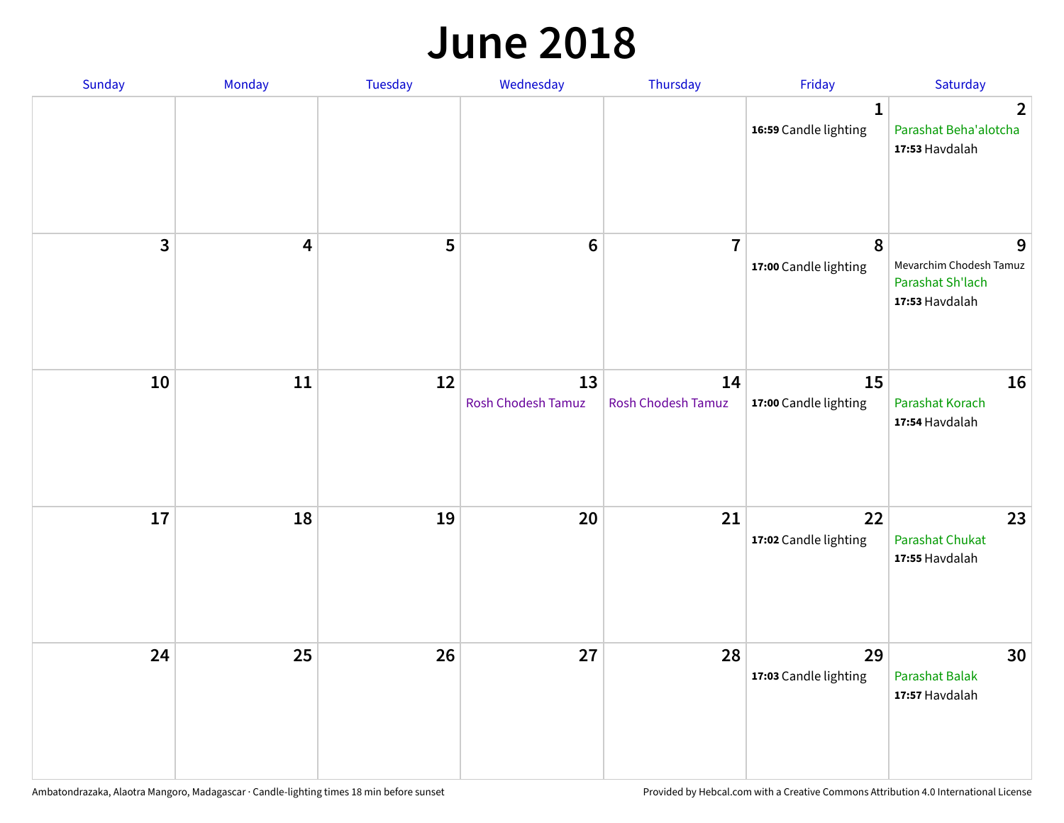# June 2018

| Sunday | Monday | Tuesday | Wednesday | Thursday | Friday | Saturday |
|---|---|---|---|---|---|---|
| | | | | | 1<br>**16:59** Candle lighting | 2<br>Parashat Beha'alotcha<br>**17:53** Havdalah |
| 3 | 4 | 5 | 6 | 7 | 8<br>**17:00** Candle lighting | 9<br>Mevarchim Chodesh Tamuz<br>Parashat Sh'lach<br>**17:53** Havdalah |
| 10 | 11 | 12 | 13<br>Rosh Chodesh Tamuz | 14<br>Rosh Chodesh Tamuz | 15<br>**17:00** Candle lighting | 16<br>Parashat Korach<br>**17:54** Havdalah |
| 17 | 18 | 19 | 20 | 21 | 22<br>**17:02** Candle lighting | 23<br>Parashat Chukat<br>**17:55** Havdalah |
| 24 | 25 | 26 | 27 | 28 | 29<br>**17:03** Candle lighting | 30<br>Parashat Balak<br>**17:57** Havdalah |

Ambatondrazaka, Alaotra Mangoro, Madagascar · Candle-lighting times 18 min before sunset

Provided by Hebcal.com with a Creative Commons Attribution 4.0 International License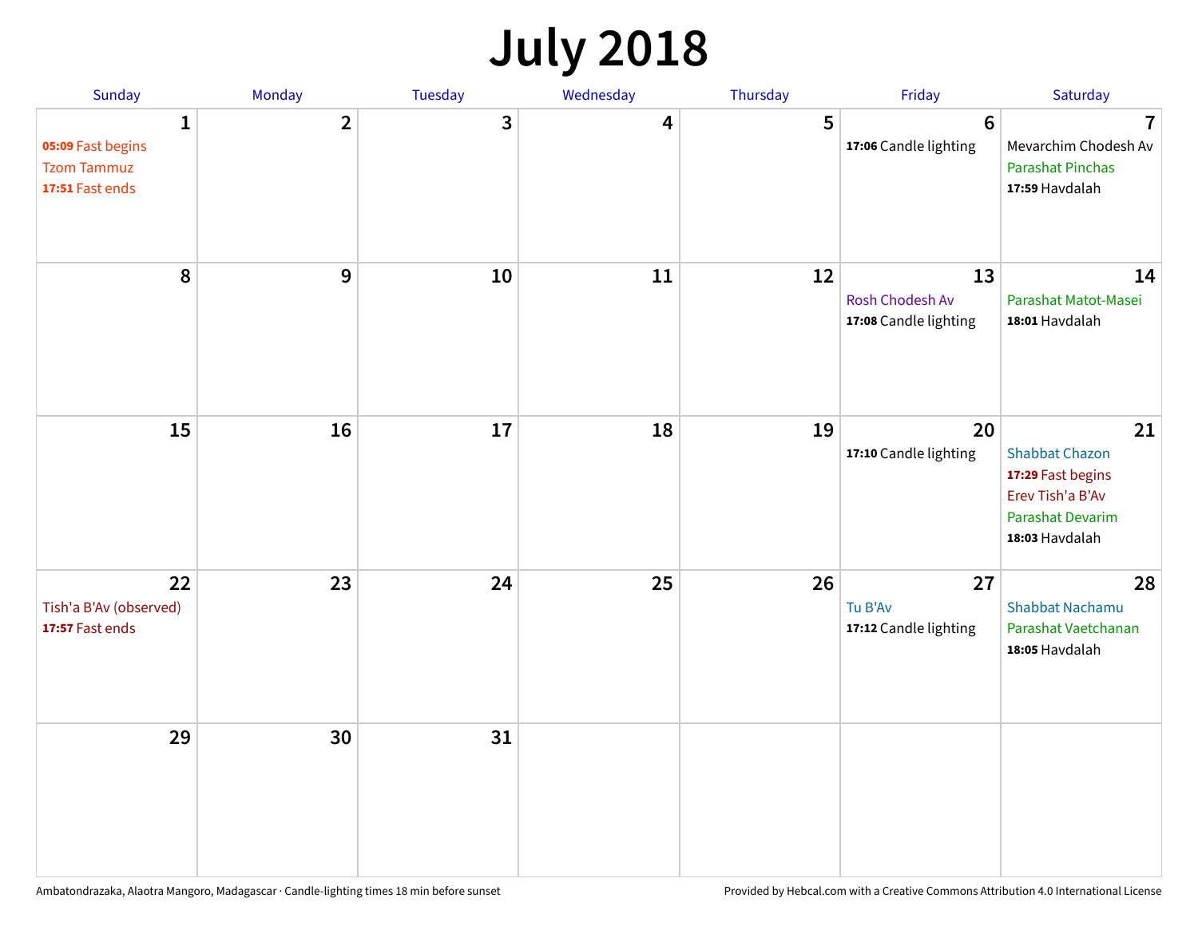# July 2018

| Sunday | Monday | Tuesday | Wednesday | Thursday | Friday | Saturday |
| --- | --- | --- | --- | --- | --- | --- |
| **1**<br>**05:09** Fast begins<br>Tzom Tammuz<br>**17:51** Fast ends | **2** | **3** | **4** | **5** | **6**<br>**17:06** Candle lighting | **7**<br>Mevarchim Chodesh Av<br>Parashat Pinchas<br>**17:59** Havdalah |
| **8** | **9** | **10** | **11** | **12** | **13**<br>Rosh Chodesh Av<br>**17:08** Candle lighting | **14**<br>Parashat Matot-Masei<br>**18:01** Havdalah |
| **15** | **16** | **17** | **18** | **19** | **20**<br>**17:10** Candle lighting | **21**<br>Shabbat Chazon<br>**17:29** Fast begins<br>Erev Tish'a B'Av<br>Parashat Devarim<br>**18:03** Havdalah |
| **22**<br>Tish'a B'Av (observed)<br>**17:57** Fast ends | **23** | **24** | **25** | **26** | **27**<br>Tu B'Av<br>**17:12** Candle lighting | **28**<br>Shabbat Nachamu<br>Parashat Vaetchanan<br>**18:05** Havdalah |
| **29** | **30** | **31** | | | | |

Ambatondrazaka, Alaotra Mangoro, Madagascar · Candle-lighting times 18 min before sunset

Provided by Hebcal.com with a Creative Commons Attribution 4.0 International License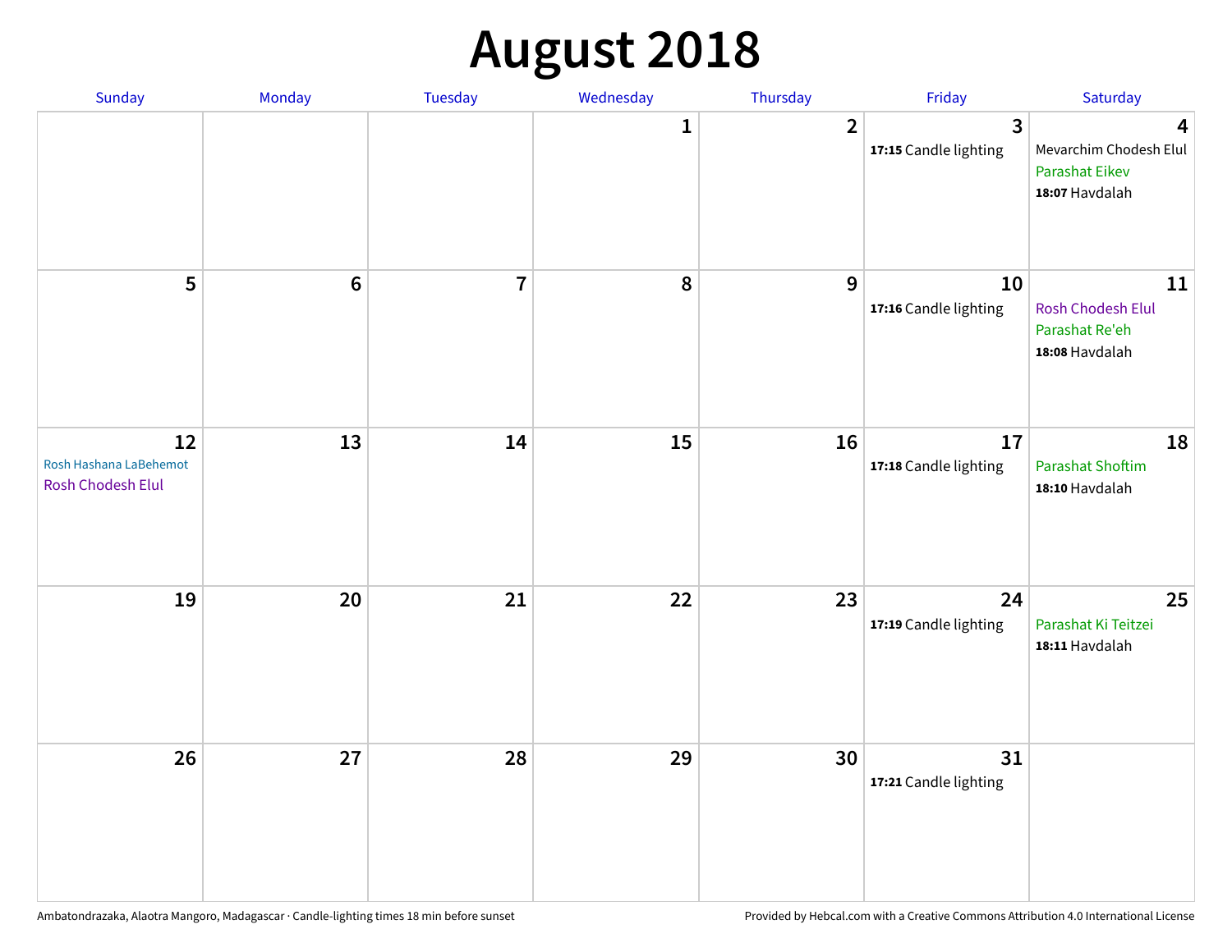# August 2018

| Sunday | Monday | Tuesday | Wednesday | Thursday | Friday | Saturday |
|---|---|---|---|---|---|---|
| | | | 1 | 2 | 3<br>**17:15** Candle lighting | 4<br>Mevarchim Chodesh Elul<br>Parashat Eikev<br>**18:07** Havdalah |
| 5 | 6 | 7 | 8 | 9 | 10<br>**17:16** Candle lighting | 11<br>Rosh Chodesh Elul<br>Parashat Re'eh<br>**18:08** Havdalah |
| 12<br>Rosh Hashana LaBehemot<br>Rosh Chodesh Elul | 13 | 14 | 15 | 16 | 17<br>**17:18** Candle lighting | 18<br>Parashat Shoftim<br>**18:10** Havdalah |
| 19 | 20 | 21 | 22 | 23 | 24<br>**17:19** Candle lighting | 25<br>Parashat Ki Teitzei<br>**18:11** Havdalah |
| 26 | 27 | 28 | 29 | 30 | 31<br>**17:21** Candle lighting | |

Ambatondrazaka, Alaotra Mangoro, Madagascar · Candle-lighting times 18 min before sunset

Provided by Hebcal.com with a Creative Commons Attribution 4.0 International License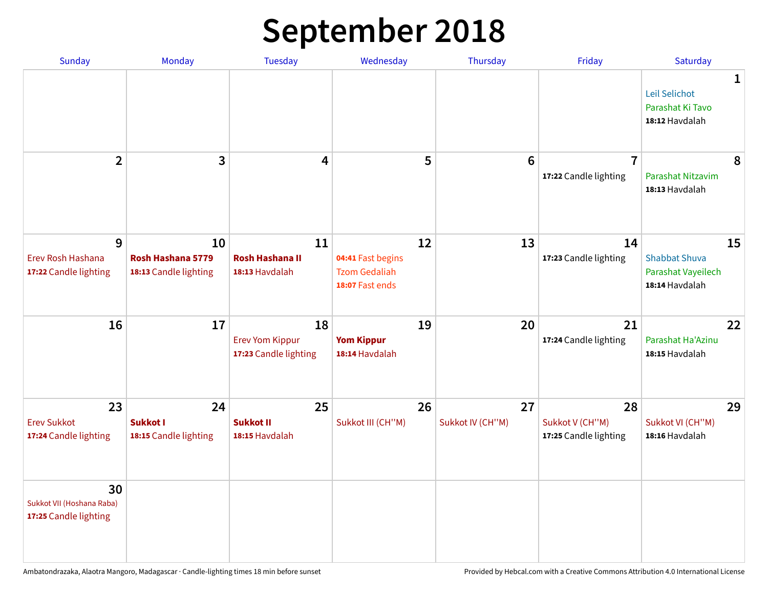# September 2018

| Sunday | Monday | Tuesday | Wednesday | Thursday | Friday | Saturday |
|---|---|---|---|---|---|---|
| | | | | | | **1**<br>Leil Selichot<br>Parashat Ki Tavo<br>**18:12** Havdalah |
| **2** | **3** | **4** | **5** | **6** | **7**<br>**17:22** Candle lighting | **8**<br>Parashat Nitzavim<br>**18:13** Havdalah |
| **9**<br>Erev Rosh Hashana<br>**17:22** Candle lighting | **10**<br>**Rosh Hashana 5779**<br>**18:13** Candle lighting | **11**<br>**Rosh Hashana II**<br>**18:13** Havdalah | **12**<br>**04:41** Fast begins<br>Tzom Gedaliah<br>**18:07** Fast ends | **13** | **14**<br>**17:23** Candle lighting | **15**<br>Shabbat Shuva<br>Parashat Vayeilech<br>**18:14** Havdalah |
| **16** | **17** | **18**<br>Erev Yom Kippur<br>**17:23** Candle lighting | **19**<br>**Yom Kippur**<br>**18:14** Havdalah | **20** | **21**<br>**17:24** Candle lighting | **22**<br>Parashat Ha'Azinu<br>**18:15** Havdalah |
| **23**<br>Erev Sukkot<br>**17:24** Candle lighting | **24**<br>**Sukkot I**<br>**18:15** Candle lighting | **25**<br>**Sukkot II**<br>**18:15** Havdalah | **26**<br>Sukkot III (CH''M) | **27**<br>Sukkot IV (CH''M) | **28**<br>Sukkot V (CH''M)<br>**17:25** Candle lighting | **29**<br>Sukkot VI (CH''M)<br>**18:16** Havdalah |
| **30**<br>Sukkot VII (Hoshana Raba)<br>**17:25** Candle lighting | | | | | | |

Ambatondrazaka, Alaotra Mangoro, Madagascar · Candle-lighting times 18 min before sunset

Provided by Hebcal.com with a Creative Commons Attribution 4.0 International License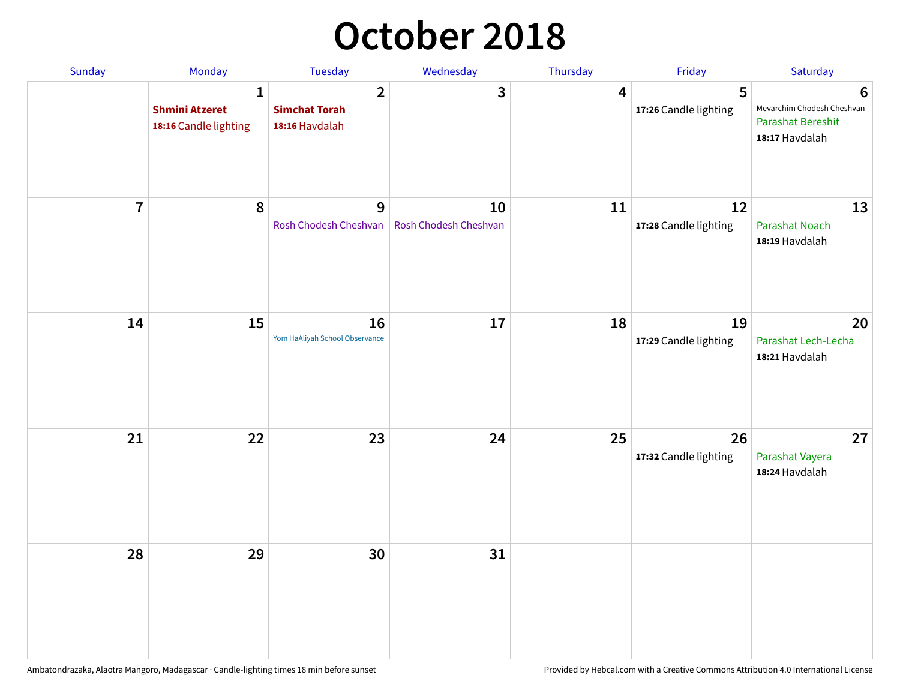# October 2018

| Sunday | Monday | Tuesday | Wednesday | Thursday | Friday | Saturday |
|---|---|---|---|---|---|---|
| | 1 **Shmini Atzeret** **18:16** Candle lighting | 2 **Simchat Torah** **18:16** Havdalah | 3 | 4 | 5 **17:26** Candle lighting | 6 Mevarchim Chodesh Cheshvan Parashat Bereshit **18:17** Havdalah |
| 7 | 8 | 9 Rosh Chodesh Cheshvan | 10 Rosh Chodesh Cheshvan | 11 | 12 **17:28** Candle lighting | 13 Parashat Noach **18:19** Havdalah |
| 14 | 15 | 16 Yom HaAliyah School Observance | 17 | 18 | 19 **17:29** Candle lighting | 20 Parashat Lech-Lecha **18:21** Havdalah |
| 21 | 22 | 23 | 24 | 25 | 26 **17:32** Candle lighting | 27 Parashat Vayera **18:24** Havdalah |
| 28 | 29 | 30 | 31 | | | |

Ambatondrazaka, Alaotra Mangoro, Madagascar · Candle-lighting times 18 min before sunset

Provided by Hebcal.com with a Creative Commons Attribution 4.0 International License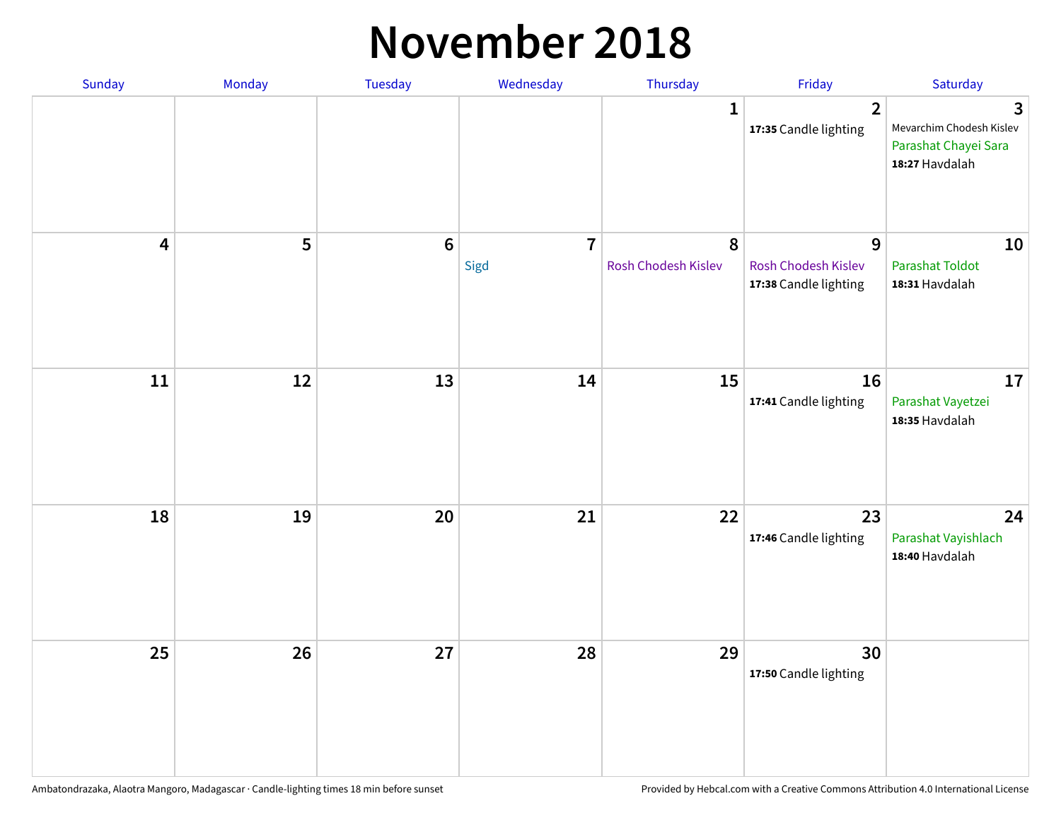# November 2018

| Sunday | Monday | Tuesday | Wednesday | Thursday | Friday | Saturday |
| --- | --- | --- | --- | --- | --- | --- |
| | | | | 1 | 2<br>**17:35** Candle lighting | 3<br>Mevarchim Chodesh Kislev<br>Parashat Chayei Sara<br>**18:27** Havdalah |
| 4 | 5 | 6 | 7<br>Sigd | 8<br>Rosh Chodesh Kislev | 9<br>Rosh Chodesh Kislev<br>**17:38** Candle lighting | 10<br>Parashat Toldot<br>**18:31** Havdalah |
| 11 | 12 | 13 | 14 | 15 | 16<br>**17:41** Candle lighting | 17<br>Parashat Vayetzei<br>**18:35** Havdalah |
| 18 | 19 | 20 | 21 | 22 | 23<br>**17:46** Candle lighting | 24<br>Parashat Vayishlach<br>**18:40** Havdalah |
| 25 | 26 | 27 | 28 | 29 | 30<br>**17:50** Candle lighting | |

Ambatondrazaka, Alaotra Mangoro, Madagascar · Candle-lighting times 18 min before sunset

Provided by Hebcal.com with a Creative Commons Attribution 4.0 International License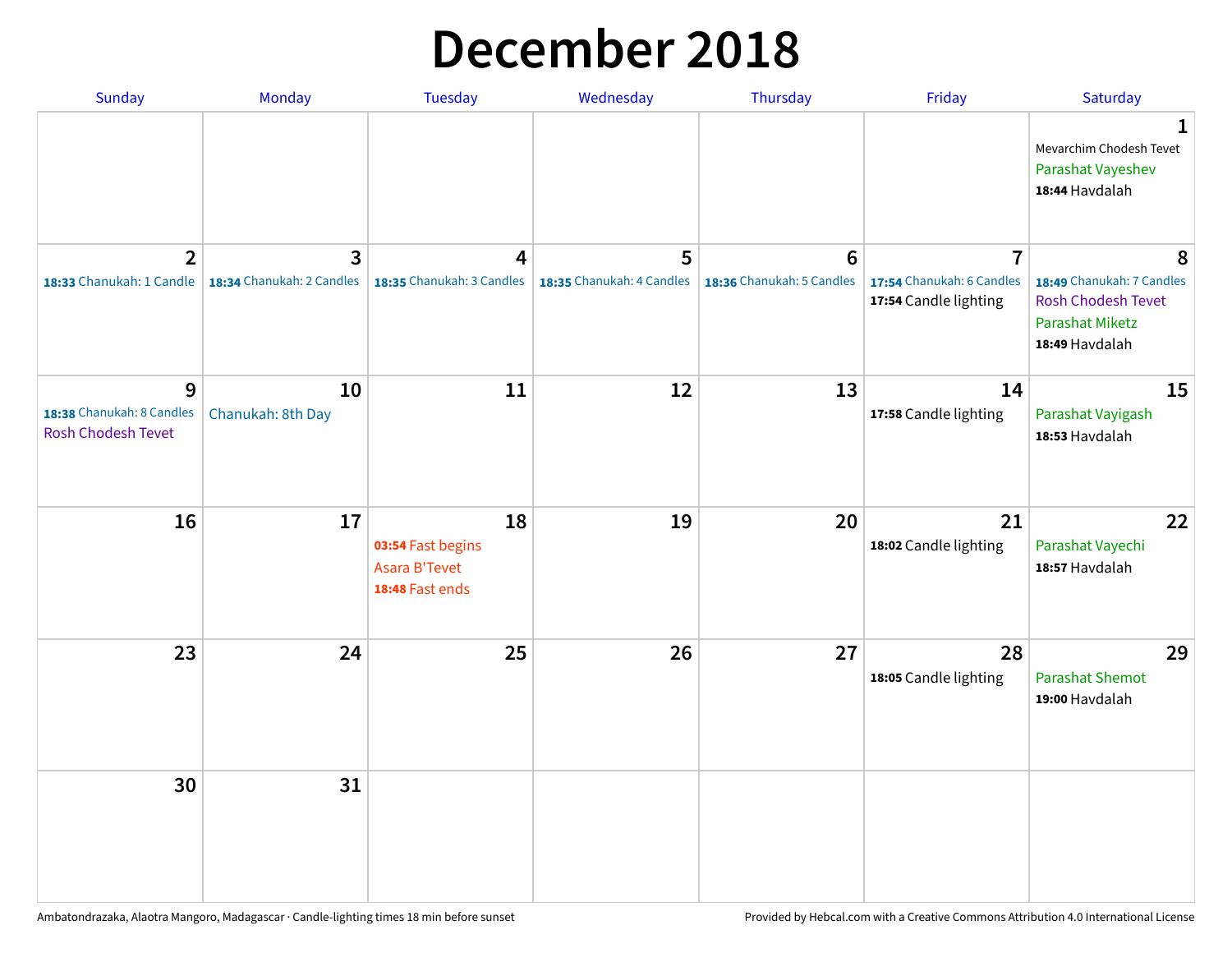# December 2018

| Sunday | Monday | Tuesday | Wednesday | Thursday | Friday | Saturday |
|---|---|---|---|---|---|---|
| | | | | | | **1**<br>Mevarchim Chodesh Tevet<br>Parashat Vayeshev<br>**18:44** Havdalah |
| **2**<br>**18:33** Chanukah: 1 Candle | **3**<br>**18:34** Chanukah: 2 Candles | **4**<br>**18:35** Chanukah: 3 Candles | **5**<br>**18:35** Chanukah: 4 Candles | **6**<br>**18:36** Chanukah: 5 Candles | **7**<br>**17:54** Chanukah: 6 Candles<br>**17:54** Candle lighting | **8**<br>**18:49** Chanukah: 7 Candles<br>Rosh Chodesh Tevet<br>Parashat Miketz<br>**18:49** Havdalah |
| **9**<br>**18:38** Chanukah: 8 Candles<br>Rosh Chodesh Tevet | **10**<br>Chanukah: 8th Day | **11** | **12** | **13** | **14**<br>**17:58** Candle lighting | **15**<br>Parashat Vayigash<br>**18:53** Havdalah |
| **16** | **17** | **18**<br>**03:54** Fast begins<br>Asara B'Tevet<br>**18:48** Fast ends | **19** | **20** | **21**<br>**18:02** Candle lighting | **22**<br>Parashat Vayechi<br>**18:57** Havdalah |
| **23** | **24** | **25** | **26** | **27** | **28**<br>**18:05** Candle lighting | **29**<br>Parashat Shemot<br>**19:00** Havdalah |
| **30** | **31** | | | | | |

Ambatondrazaka, Alaotra Mangoro, Madagascar · Candle-lighting times 18 min before sunset

Provided by Hebcal.com with a Creative Commons Attribution 4.0 International License